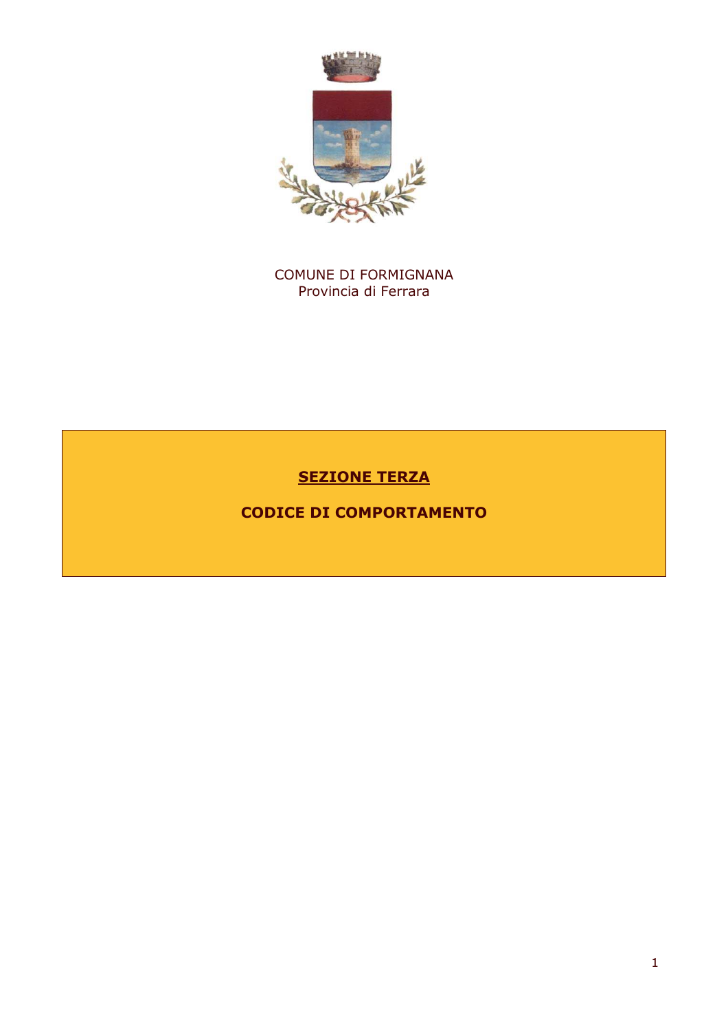COMUNE DI FORMIGNANA
Provincia di Ferrara

# SEZIONE TERZA

# CODICE DI COMPORTAMENTO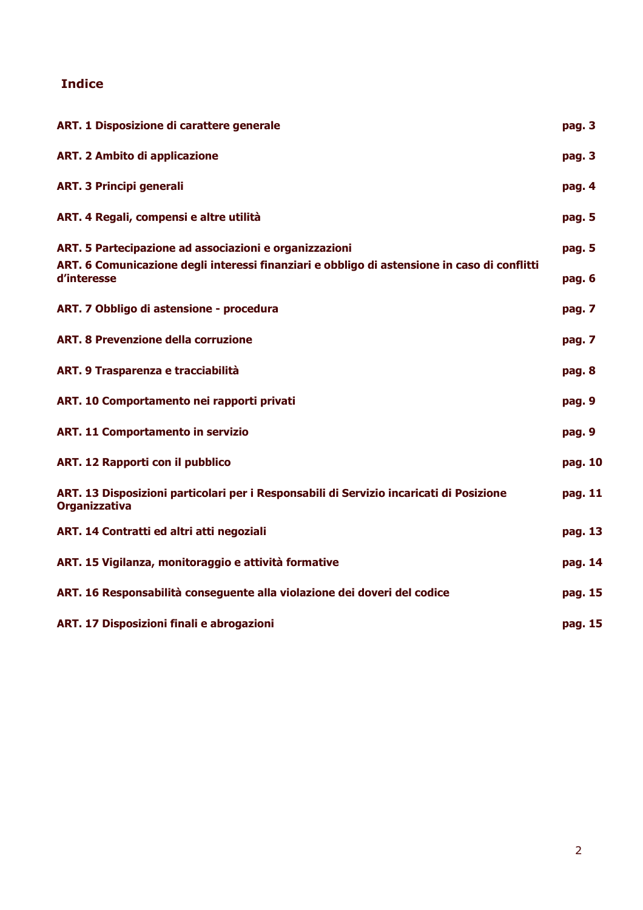## Indice

| | |
|---|---|
| **ART. 1 Disposizione di carattere generale** | **pag. 3** |
| **ART. 2 Ambito di applicazione** | **pag. 3** |
| **ART. 3 Principi generali** | **pag. 4** |
| **ART. 4 Regali, compensi e altre utilità** | **pag. 5** |
| **ART. 5 Partecipazione ad associazioni e organizzazioni** | **pag. 5** |
| **ART. 6 Comunicazione degli interessi finanziari e obbligo di astensione in caso di conflitti d'interesse** | **pag. 6** |
| **ART. 7 Obbligo di astensione - procedura** | **pag. 7** |
| **ART. 8 Prevenzione della corruzione** | **pag. 7** |
| **ART. 9 Trasparenza e tracciabilità** | **pag. 8** |
| **ART. 10 Comportamento nei rapporti privati** | **pag. 9** |
| **ART. 11 Comportamento in servizio** | **pag. 9** |
| **ART. 12 Rapporti con il pubblico** | **pag. 10** |
| **ART. 13 Disposizioni particolari per i Responsabili di Servizio incaricati di Posizione Organizzativa** | **pag. 11** |
| **ART. 14 Contratti ed altri atti negoziali** | **pag. 13** |
| **ART. 15 Vigilanza, monitoraggio e attività formative** | **pag. 14** |
| **ART. 16 Responsabilità conseguente alla violazione dei doveri del codice** | **pag. 15** |
| **ART. 17 Disposizioni finali e abrogazioni** | **pag. 15** |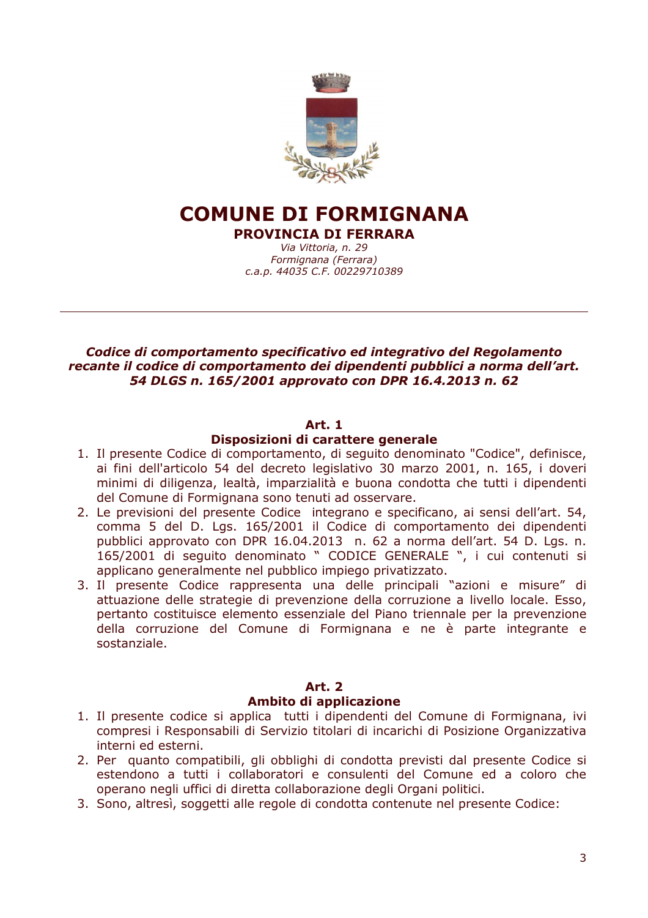# COMUNE DI FORMIGNANA

## PROVINCIA DI FERRARA

*Via Vittoria, n. 29*
*Formignana (Ferrara)*
*c.a.p. 44035 C.F. 00229710389*

---

***Codice di comportamento specificativo ed integrativo del Regolamento recante il codice di comportamento dei dipendenti pubblici a norma dell'art. 54 DLGS n. 165/2001 approvato con DPR 16.4.2013 n. 62***

### Art. 1
### Disposizioni di carattere generale

1. Il presente Codice di comportamento, di seguito denominato "Codice", definisce, ai fini dell'articolo 54 del decreto legislativo 30 marzo 2001, n. 165, i doveri minimi di diligenza, lealtà, imparzialità e buona condotta che tutti i dipendenti del Comune di Formignana sono tenuti ad osservare.
2. Le previsioni del presente Codice integrano e specificano, ai sensi dell'art. 54, comma 5 del D. Lgs. 165/2001 il Codice di comportamento dei dipendenti pubblici approvato con DPR 16.04.2013 n. 62 a norma dell'art. 54 D. Lgs. n. 165/2001 di seguito denominato " CODICE GENERALE ", i cui contenuti si applicano generalmente nel pubblico impiego privatizzato.
3. Il presente Codice rappresenta una delle principali "azioni e misure" di attuazione delle strategie di prevenzione della corruzione a livello locale. Esso, pertanto costituisce elemento essenziale del Piano triennale per la prevenzione della corruzione del Comune di Formignana e ne è parte integrante e sostanziale.

### Art. 2
### Ambito di applicazione

1. Il presente codice si applica tutti i dipendenti del Comune di Formignana, ivi compresi i Responsabili di Servizio titolari di incarichi di Posizione Organizzativa interni ed esterni.
2. Per quanto compatibili, gli obblighi di condotta previsti dal presente Codice si estendono a tutti i collaboratori e consulenti del Comune ed a coloro che operano negli uffici di diretta collaborazione degli Organi politici.
3. Sono, altresì, soggetti alle regole di condotta contenute nel presente Codice: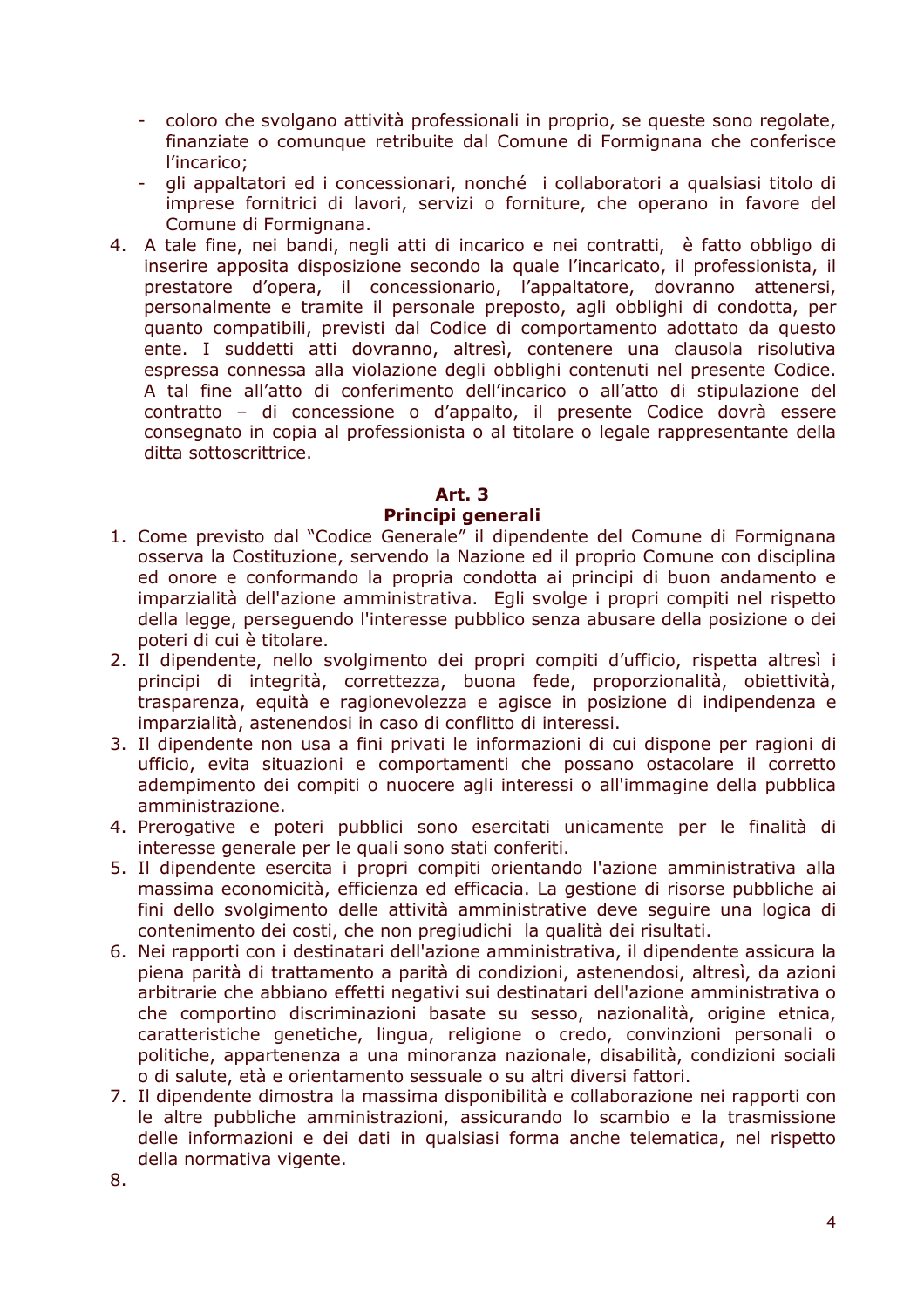- coloro che svolgano attività professionali in proprio, se queste sono regolate, finanziate o comunque retribuite dal Comune di Formignana che conferisce l'incarico;
- gli appaltatori ed i concessionari, nonché i collaboratori a qualsiasi titolo di imprese fornitrici di lavori, servizi o forniture, che operano in favore del Comune di Formignana.

4. A tale fine, nei bandi, negli atti di incarico e nei contratti, è fatto obbligo di inserire apposita disposizione secondo la quale l'incaricato, il professionista, il prestatore d'opera, il concessionario, l'appaltatore, dovranno attenersi, personalmente e tramite il personale preposto, agli obblighi di condotta, per quanto compatibili, previsti dal Codice di comportamento adottato da questo ente. I suddetti atti dovranno, altresì, contenere una clausola risolutiva espressa connessa alla violazione degli obblighi contenuti nel presente Codice. A tal fine all'atto di conferimento dell'incarico o all'atto di stipulazione del contratto – di concessione o d'appalto, il presente Codice dovrà essere consegnato in copia al professionista o al titolare o legale rappresentante della ditta sottoscrittrice.

**Art. 3**
**Principi generali**

1. Come previsto dal "Codice Generale" il dipendente del Comune di Formignana osserva la Costituzione, servendo la Nazione ed il proprio Comune con disciplina ed onore e conformando la propria condotta ai principi di buon andamento e imparzialità dell'azione amministrativa. Egli svolge i propri compiti nel rispetto della legge, perseguendo l'interesse pubblico senza abusare della posizione o dei poteri di cui è titolare.
2. Il dipendente, nello svolgimento dei propri compiti d'ufficio, rispetta altresì i principi di integrità, correttezza, buona fede, proporzionalità, obiettività, trasparenza, equità e ragionevolezza e agisce in posizione di indipendenza e imparzialità, astenendosi in caso di conflitto di interessi.
3. Il dipendente non usa a fini privati le informazioni di cui dispone per ragioni di ufficio, evita situazioni e comportamenti che possano ostacolare il corretto adempimento dei compiti o nuocere agli interessi o all'immagine della pubblica amministrazione.
4. Prerogative e poteri pubblici sono esercitati unicamente per le finalità di interesse generale per le quali sono stati conferiti.
5. Il dipendente esercita i propri compiti orientando l'azione amministrativa alla massima economicità, efficienza ed efficacia. La gestione di risorse pubbliche ai fini dello svolgimento delle attività amministrative deve seguire una logica di contenimento dei costi, che non pregiudichi la qualità dei risultati.
6. Nei rapporti con i destinatari dell'azione amministrativa, il dipendente assicura la piena parità di trattamento a parità di condizioni, astenendosi, altresì, da azioni arbitrarie che abbiano effetti negativi sui destinatari dell'azione amministrativa o che comportino discriminazioni basate su sesso, nazionalità, origine etnica, caratteristiche genetiche, lingua, religione o credo, convinzioni personali o politiche, appartenenza a una minoranza nazionale, disabilità, condizioni sociali o di salute, età e orientamento sessuale o su altri diversi fattori.
7. Il dipendente dimostra la massima disponibilità e collaborazione nei rapporti con le altre pubbliche amministrazioni, assicurando lo scambio e la trasmissione delle informazioni e dei dati in qualsiasi forma anche telematica, nel rispetto della normativa vigente.
8.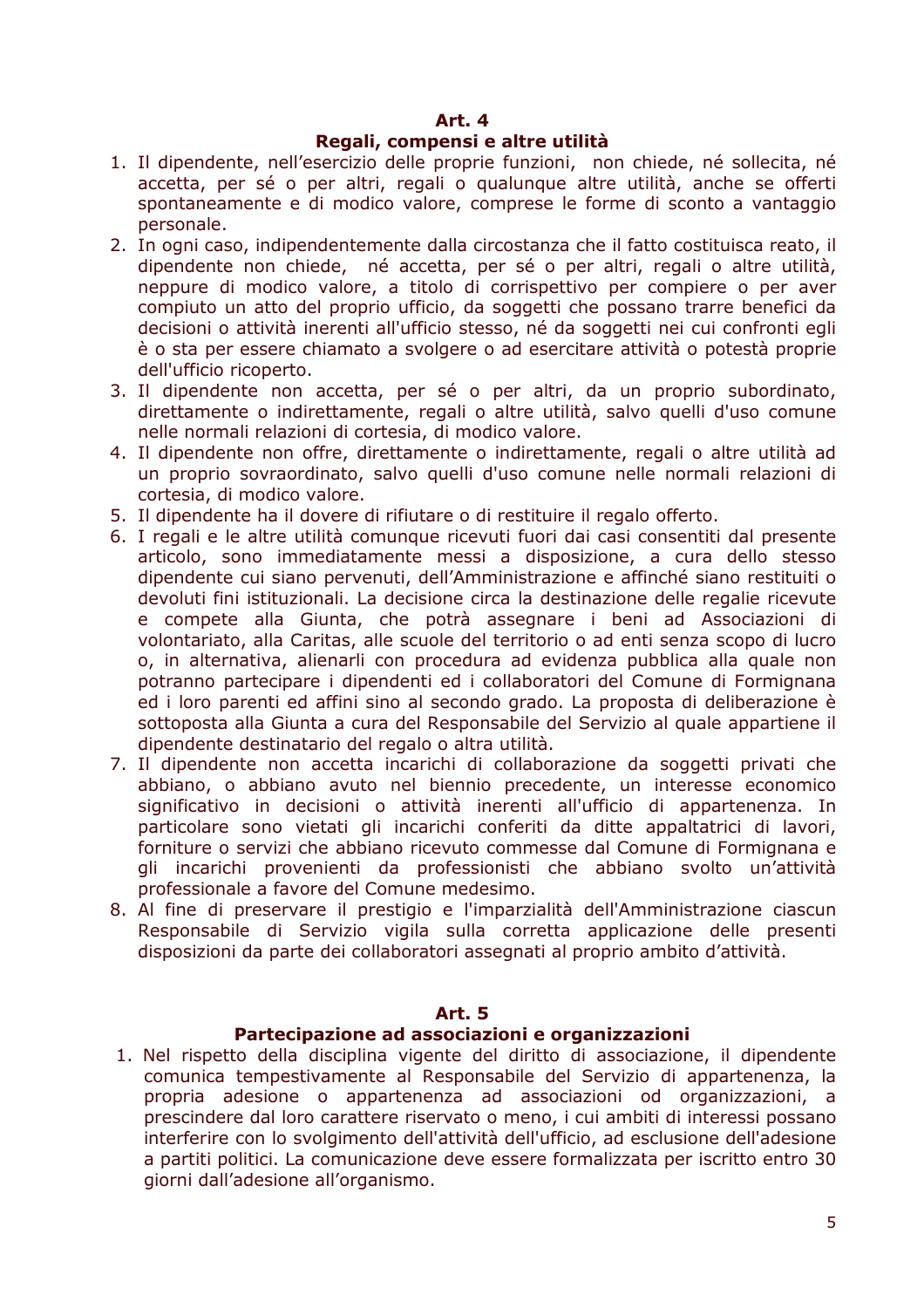## Art. 4
## Regali, compensi e altre utilità

1. Il dipendente, nell'esercizio delle proprie funzioni, non chiede, né sollecita, né accetta, per sé o per altri, regali o qualunque altre utilità, anche se offerti spontaneamente e di modico valore, comprese le forme di sconto a vantaggio personale.
2. In ogni caso, indipendentemente dalla circostanza che il fatto costituisca reato, il dipendente non chiede, né accetta, per sé o per altri, regali o altre utilità, neppure di modico valore, a titolo di corrispettivo per compiere o per aver compiuto un atto del proprio ufficio, da soggetti che possano trarre benefici da decisioni o attività inerenti all'ufficio stesso, né da soggetti nei cui confronti egli è o sta per essere chiamato a svolgere o ad esercitare attività o potestà proprie dell'ufficio ricoperto.
3. Il dipendente non accetta, per sé o per altri, da un proprio subordinato, direttamente o indirettamente, regali o altre utilità, salvo quelli d'uso comune nelle normali relazioni di cortesia, di modico valore.
4. Il dipendente non offre, direttamente o indirettamente, regali o altre utilità ad un proprio sovraordinato, salvo quelli d'uso comune nelle normali relazioni di cortesia, di modico valore.
5. Il dipendente ha il dovere di rifiutare o di restituire il regalo offerto.
6. I regali e le altre utilità comunque ricevuti fuori dai casi consentiti dal presente articolo, sono immediatamente messi a disposizione, a cura dello stesso dipendente cui siano pervenuti, dell'Amministrazione e affinché siano restituiti o devoluti fini istituzionali. La decisione circa la destinazione delle regalie ricevute e compete alla Giunta, che potrà assegnare i beni ad Associazioni di volontariato, alla Caritas, alle scuole del territorio o ad enti senza scopo di lucro o, in alternativa, alienarli con procedura ad evidenza pubblica alla quale non potranno partecipare i dipendenti ed i collaboratori del Comune di Formignana ed i loro parenti ed affini sino al secondo grado. La proposta di deliberazione è sottoposta alla Giunta a cura del Responsabile del Servizio al quale appartiene il dipendente destinatario del regalo o altra utilità.
7. Il dipendente non accetta incarichi di collaborazione da soggetti privati che abbiano, o abbiano avuto nel biennio precedente, un interesse economico significativo in decisioni o attività inerenti all'ufficio di appartenenza. In particolare sono vietati gli incarichi conferiti da ditte appaltatrici di lavori, forniture o servizi che abbiano ricevuto commesse dal Comune di Formignana e gli incarichi provenienti da professionisti che abbiano svolto un'attività professionale a favore del Comune medesimo.
8. Al fine di preservare il prestigio e l'imparzialità dell'Amministrazione ciascun Responsabile di Servizio vigila sulla corretta applicazione delle presenti disposizioni da parte dei collaboratori assegnati al proprio ambito d'attività.

## Art. 5
## Partecipazione ad associazioni e organizzazioni

1. Nel rispetto della disciplina vigente del diritto di associazione, il dipendente comunica tempestivamente al Responsabile del Servizio di appartenenza, la propria adesione o appartenenza ad associazioni od organizzazioni, a prescindere dal loro carattere riservato o meno, i cui ambiti di interessi possano interferire con lo svolgimento dell'attività dell'ufficio, ad esclusione dell'adesione a partiti politici. La comunicazione deve essere formalizzata per iscritto entro 30 giorni dall'adesione all'organismo.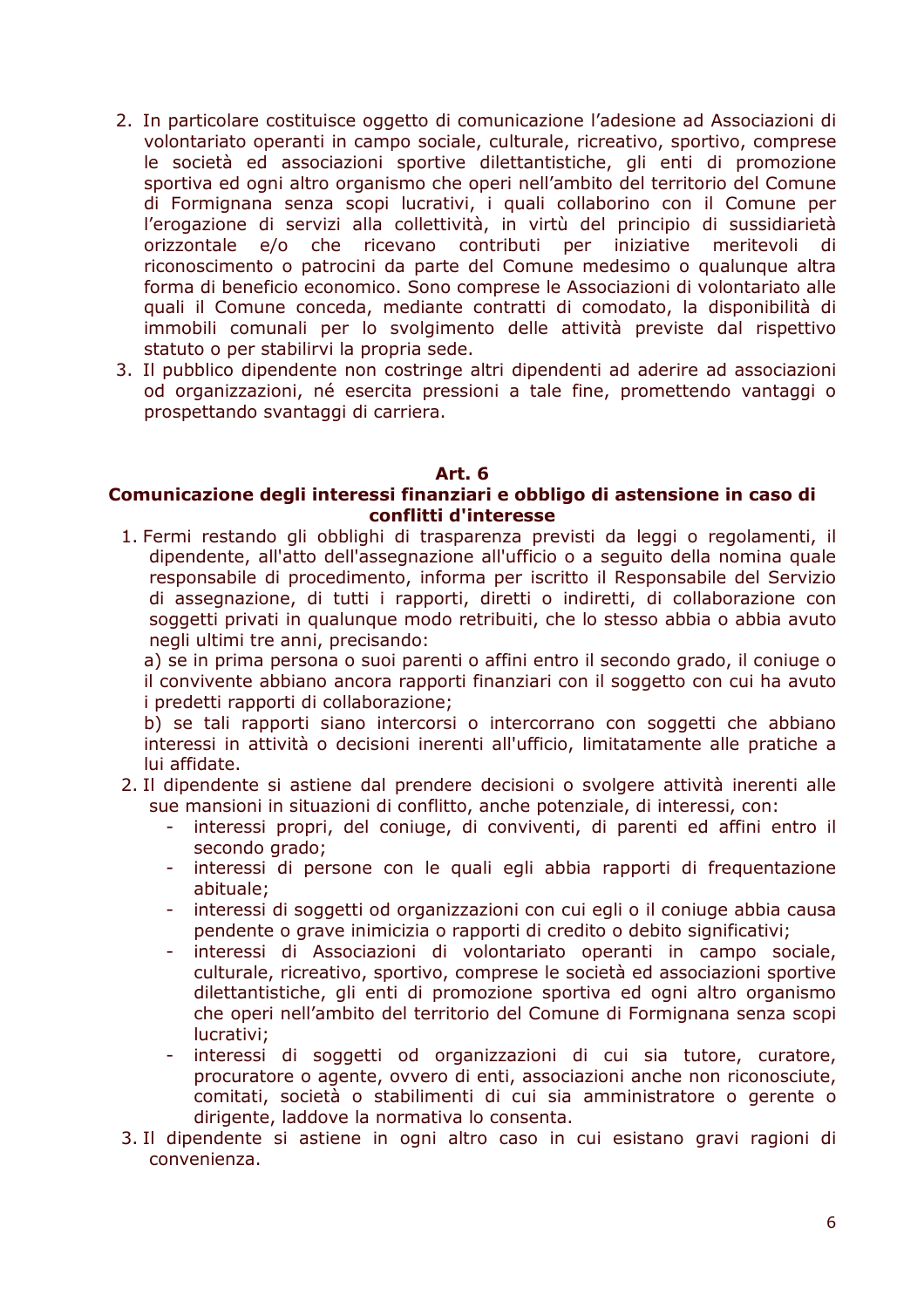2. In particolare costituisce oggetto di comunicazione l'adesione ad Associazioni di volontariato operanti in campo sociale, culturale, ricreativo, sportivo, comprese le società ed associazioni sportive dilettantistiche, gli enti di promozione sportiva ed ogni altro organismo che operi nell'ambito del territorio del Comune di Formignana senza scopi lucrativi, i quali collaborino con il Comune per l'erogazione di servizi alla collettività, in virtù del principio di sussidiarietà orizzontale e/o che ricevano contributi per iniziative meritevoli di riconoscimento o patrocini da parte del Comune medesimo o qualunque altra forma di beneficio economico. Sono comprese le Associazioni di volontariato alle quali il Comune conceda, mediante contratti di comodato, la disponibilità di immobili comunali per lo svolgimento delle attività previste dal rispettivo statuto o per stabilirvi la propria sede.
3. Il pubblico dipendente non costringe altri dipendenti ad aderire ad associazioni od organizzazioni, né esercita pressioni a tale fine, promettendo vantaggi o prospettando svantaggi di carriera.

## Art. 6
## Comunicazione degli interessi finanziari e obbligo di astensione in caso di conflitti d'interesse

1. Fermi restando gli obblighi di trasparenza previsti da leggi o regolamenti, il dipendente, all'atto dell'assegnazione all'ufficio o a seguito della nomina quale responsabile di procedimento, informa per iscritto il Responsabile del Servizio di assegnazione, di tutti i rapporti, diretti o indiretti, di collaborazione con soggetti privati in qualunque modo retribuiti, che lo stesso abbia o abbia avuto negli ultimi tre anni, precisando:
   a) se in prima persona o suoi parenti o affini entro il secondo grado, il coniuge o il convivente abbiano ancora rapporti finanziari con il soggetto con cui ha avuto i predetti rapporti di collaborazione;
   b) se tali rapporti siano intercorsi o intercorrano con soggetti che abbiano interessi in attività o decisioni inerenti all'ufficio, limitatamente alle pratiche a lui affidate.
2. Il dipendente si astiene dal prendere decisioni o svolgere attività inerenti alle sue mansioni in situazioni di conflitto, anche potenziale, di interessi, con:
   - interessi propri, del coniuge, di conviventi, di parenti ed affini entro il secondo grado;
   - interessi di persone con le quali egli abbia rapporti di frequentazione abituale;
   - interessi di soggetti od organizzazioni con cui egli o il coniuge abbia causa pendente o grave inimicizia o rapporti di credito o debito significativi;
   - interessi di Associazioni di volontariato operanti in campo sociale, culturale, ricreativo, sportivo, comprese le società ed associazioni sportive dilettantistiche, gli enti di promozione sportiva ed ogni altro organismo che operi nell'ambito del territorio del Comune di Formignana senza scopi lucrativi;
   - interessi di soggetti od organizzazioni di cui sia tutore, curatore, procuratore o agente, ovvero di enti, associazioni anche non riconosciute, comitati, società o stabilimenti di cui sia amministratore o gerente o dirigente, laddove la normativa lo consenta.
3. Il dipendente si astiene in ogni altro caso in cui esistano gravi ragioni di convenienza.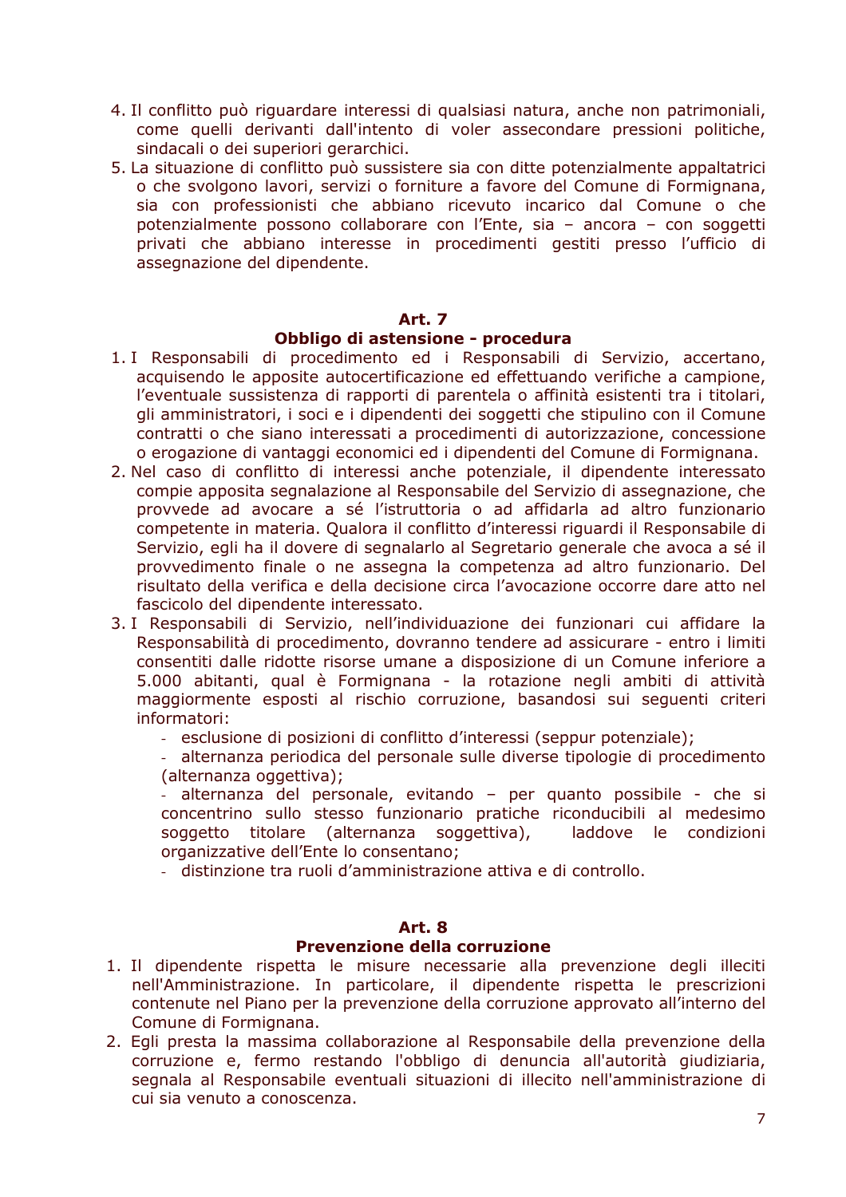4. Il conflitto può riguardare interessi di qualsiasi natura, anche non patrimoniali, come quelli derivanti dall'intento di voler assecondare pressioni politiche, sindacali o dei superiori gerarchici.
5. La situazione di conflitto può sussistere sia con ditte potenzialmente appaltatrici o che svolgono lavori, servizi o forniture a favore del Comune di Formignana, sia con professionisti che abbiano ricevuto incarico dal Comune o che potenzialmente possono collaborare con l'Ente, sia – ancora – con soggetti privati che abbiano interesse in procedimenti gestiti presso l'ufficio di assegnazione del dipendente.

## Art. 7
## Obbligo di astensione - procedura

1. I Responsabili di procedimento ed i Responsabili di Servizio, accertano, acquisendo le apposite autocertificazione ed effettuando verifiche a campione, l'eventuale sussistenza di rapporti di parentela o affinità esistenti tra i titolari, gli amministratori, i soci e i dipendenti dei soggetti che stipulino con il Comune contratti o che siano interessati a procedimenti di autorizzazione, concessione o erogazione di vantaggi economici ed i dipendenti del Comune di Formignana.
2. Nel caso di conflitto di interessi anche potenziale, il dipendente interessato compie apposita segnalazione al Responsabile del Servizio di assegnazione, che provvede ad avocare a sé l'istruttoria o ad affidarla ad altro funzionario competente in materia. Qualora il conflitto d'interessi riguardi il Responsabile di Servizio, egli ha il dovere di segnalarlo al Segretario generale che avoca a sé il provvedimento finale o ne assegna la competenza ad altro funzionario. Del risultato della verifica e della decisione circa l'avocazione occorre dare atto nel fascicolo del dipendente interessato.
3. I Responsabili di Servizio, nell'individuazione dei funzionari cui affidare la Responsabilità di procedimento, dovranno tendere ad assicurare - entro i limiti consentiti dalle ridotte risorse umane a disposizione di un Comune inferiore a 5.000 abitanti, qual è Formignana - la rotazione negli ambiti di attività maggiormente esposti al rischio corruzione, basandosi sui seguenti criteri informatori:
   - esclusione di posizioni di conflitto d'interessi (seppur potenziale);
   - alternanza periodica del personale sulle diverse tipologie di procedimento (alternanza oggettiva);
   - alternanza del personale, evitando – per quanto possibile - che si concentrino sullo stesso funzionario pratiche riconducibili al medesimo soggetto titolare (alternanza soggettiva), laddove le condizioni organizzative dell'Ente lo consentano;
   - distinzione tra ruoli d'amministrazione attiva e di controllo.

## Art. 8
## Prevenzione della corruzione

1. Il dipendente rispetta le misure necessarie alla prevenzione degli illeciti nell'Amministrazione. In particolare, il dipendente rispetta le prescrizioni contenute nel Piano per la prevenzione della corruzione approvato all'interno del Comune di Formignana.
2. Egli presta la massima collaborazione al Responsabile della prevenzione della corruzione e, fermo restando l'obbligo di denuncia all'autorità giudiziaria, segnala al Responsabile eventuali situazioni di illecito nell'amministrazione di cui sia venuto a conoscenza.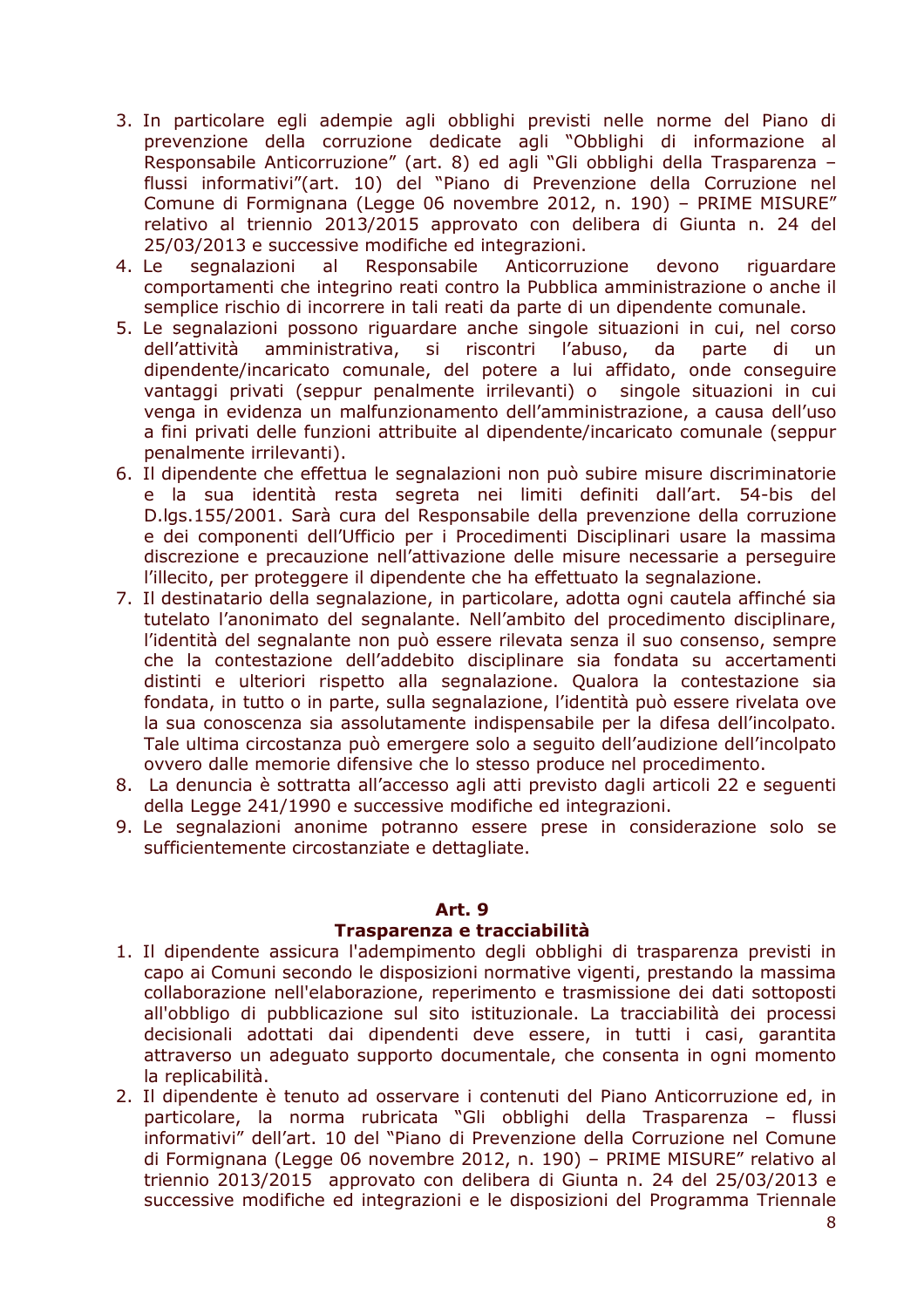3. In particolare egli adempie agli obblighi previsti nelle norme del Piano di prevenzione della corruzione dedicate agli "Obblighi di informazione al Responsabile Anticorruzione" (art. 8) ed agli "Gli obblighi della Trasparenza – flussi informativi"(art. 10) del "Piano di Prevenzione della Corruzione nel Comune di Formignana (Legge 06 novembre 2012, n. 190) – PRIME MISURE" relativo al triennio 2013/2015 approvato con delibera di Giunta n. 24 del 25/03/2013 e successive modifiche ed integrazioni.
4. Le segnalazioni al Responsabile Anticorruzione devono riguardare comportamenti che integrino reati contro la Pubblica amministrazione o anche il semplice rischio di incorrere in tali reati da parte di un dipendente comunale.
5. Le segnalazioni possono riguardare anche singole situazioni in cui, nel corso dell'attività amministrativa, si riscontri l'abuso, da parte di un dipendente/incaricato comunale, del potere a lui affidato, onde conseguire vantaggi privati (seppur penalmente irrilevanti) o singole situazioni in cui venga in evidenza un malfunzionamento dell'amministrazione, a causa dell'uso a fini privati delle funzioni attribuite al dipendente/incaricato comunale (seppur penalmente irrilevanti).
6. Il dipendente che effettua le segnalazioni non può subire misure discriminatorie e la sua identità resta segreta nei limiti definiti dall'art. 54-bis del D.lgs.155/2001. Sarà cura del Responsabile della prevenzione della corruzione e dei componenti dell'Ufficio per i Procedimenti Disciplinari usare la massima discrezione e precauzione nell'attivazione delle misure necessarie a perseguire l'illecito, per proteggere il dipendente che ha effettuato la segnalazione.
7. Il destinatario della segnalazione, in particolare, adotta ogni cautela affinché sia tutelato l'anonimato del segnalante. Nell'ambito del procedimento disciplinare, l'identità del segnalante non può essere rilevata senza il suo consenso, sempre che la contestazione dell'addebito disciplinare sia fondata su accertamenti distinti e ulteriori rispetto alla segnalazione. Qualora la contestazione sia fondata, in tutto o in parte, sulla segnalazione, l'identità può essere rivelata ove la sua conoscenza sia assolutamente indispensabile per la difesa dell'incolpato. Tale ultima circostanza può emergere solo a seguito dell'audizione dell'incolpato ovvero dalle memorie difensive che lo stesso produce nel procedimento.
8. La denuncia è sottratta all'accesso agli atti previsto dagli articoli 22 e seguenti della Legge 241/1990 e successive modifiche ed integrazioni.
9. Le segnalazioni anonime potranno essere prese in considerazione solo se sufficientemente circostanziate e dettagliate.

## Art. 9
## Trasparenza e tracciabilità

1. Il dipendente assicura l'adempimento degli obblighi di trasparenza previsti in capo ai Comuni secondo le disposizioni normative vigenti, prestando la massima collaborazione nell'elaborazione, reperimento e trasmissione dei dati sottoposti all'obbligo di pubblicazione sul sito istituzionale. La tracciabilità dei processi decisionali adottati dai dipendenti deve essere, in tutti i casi, garantita attraverso un adeguato supporto documentale, che consenta in ogni momento la replicabilità.
2. Il dipendente è tenuto ad osservare i contenuti del Piano Anticorruzione ed, in particolare, la norma rubricata "Gli obblighi della Trasparenza – flussi informativi" dell'art. 10 del "Piano di Prevenzione della Corruzione nel Comune di Formignana (Legge 06 novembre 2012, n. 190) – PRIME MISURE" relativo al triennio 2013/2015 approvato con delibera di Giunta n. 24 del 25/03/2013 e successive modifiche ed integrazioni e le disposizioni del Programma Triennale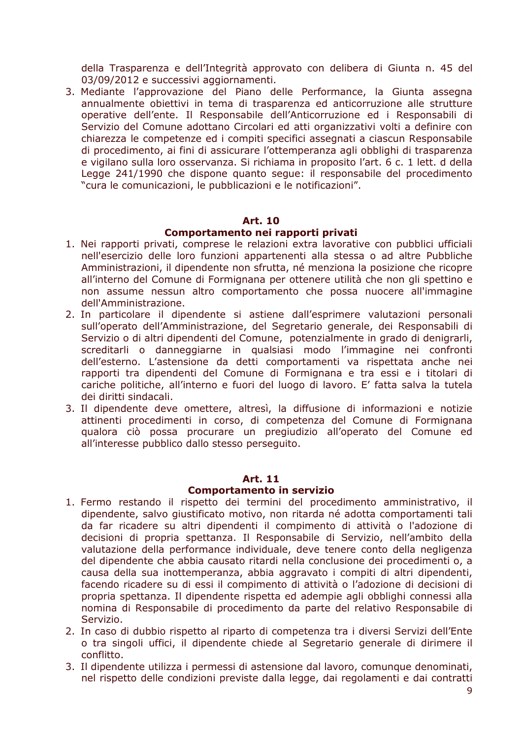della Trasparenza e dell'Integrità approvato con delibera di Giunta n. 45 del 03/09/2012 e successivi aggiornamenti.

3. Mediante l'approvazione del Piano delle Performance, la Giunta assegna annualmente obiettivi in tema di trasparenza ed anticorruzione alle strutture operative dell'ente. Il Responsabile dell'Anticorruzione ed i Responsabili di Servizio del Comune adottano Circolari ed atti organizzativi volti a definire con chiarezza le competenze ed i compiti specifici assegnati a ciascun Responsabile di procedimento, ai fini di assicurare l'ottemperanza agli obblighi di trasparenza e vigilano sulla loro osservanza. Si richiama in proposito l'art. 6 c. 1 lett. d della Legge 241/1990 che dispone quanto segue: il responsabile del procedimento "cura le comunicazioni, le pubblicazioni e le notificazioni".

**Art. 10**
**Comportamento nei rapporti privati**

1. Nei rapporti privati, comprese le relazioni extra lavorative con pubblici ufficiali nell'esercizio delle loro funzioni appartenenti alla stessa o ad altre Pubbliche Amministrazioni, il dipendente non sfrutta, né menziona la posizione che ricopre all'interno del Comune di Formignana per ottenere utilità che non gli spettino e non assume nessun altro comportamento che possa nuocere all'immagine dell'Amministrazione.
2. In particolare il dipendente si astiene dall'esprimere valutazioni personali sull'operato dell'Amministrazione, del Segretario generale, dei Responsabili di Servizio o di altri dipendenti del Comune, potenzialmente in grado di denigrarli, screditarli o danneggiarne in qualsiasi modo l'immagine nei confronti dell'esterno. L'astensione da detti comportamenti va rispettata anche nei rapporti tra dipendenti del Comune di Formignana e tra essi e i titolari di cariche politiche, all'interno e fuori del luogo di lavoro. E' fatta salva la tutela dei diritti sindacali.
3. Il dipendente deve omettere, altresì, la diffusione di informazioni e notizie attinenti procedimenti in corso, di competenza del Comune di Formignana qualora ciò possa procurare un pregiudizio all'operato del Comune ed all'interesse pubblico dallo stesso perseguito.

**Art. 11**
**Comportamento in servizio**

1. Fermo restando il rispetto dei termini del procedimento amministrativo, il dipendente, salvo giustificato motivo, non ritarda né adotta comportamenti tali da far ricadere su altri dipendenti il compimento di attività o l'adozione di decisioni di propria spettanza. Il Responsabile di Servizio, nell'ambito della valutazione della performance individuale, deve tenere conto della negligenza del dipendente che abbia causato ritardi nella conclusione dei procedimenti o, a causa della sua inottemperanza, abbia aggravato i compiti di altri dipendenti, facendo ricadere su di essi il compimento di attività o l'adozione di decisioni di propria spettanza. Il dipendente rispetta ed adempie agli obblighi connessi alla nomina di Responsabile di procedimento da parte del relativo Responsabile di Servizio.
2. In caso di dubbio rispetto al riparto di competenza tra i diversi Servizi dell'Ente o tra singoli uffici, il dipendente chiede al Segretario generale di dirimere il conflitto.
3. Il dipendente utilizza i permessi di astensione dal lavoro, comunque denominati, nel rispetto delle condizioni previste dalla legge, dai regolamenti e dai contratti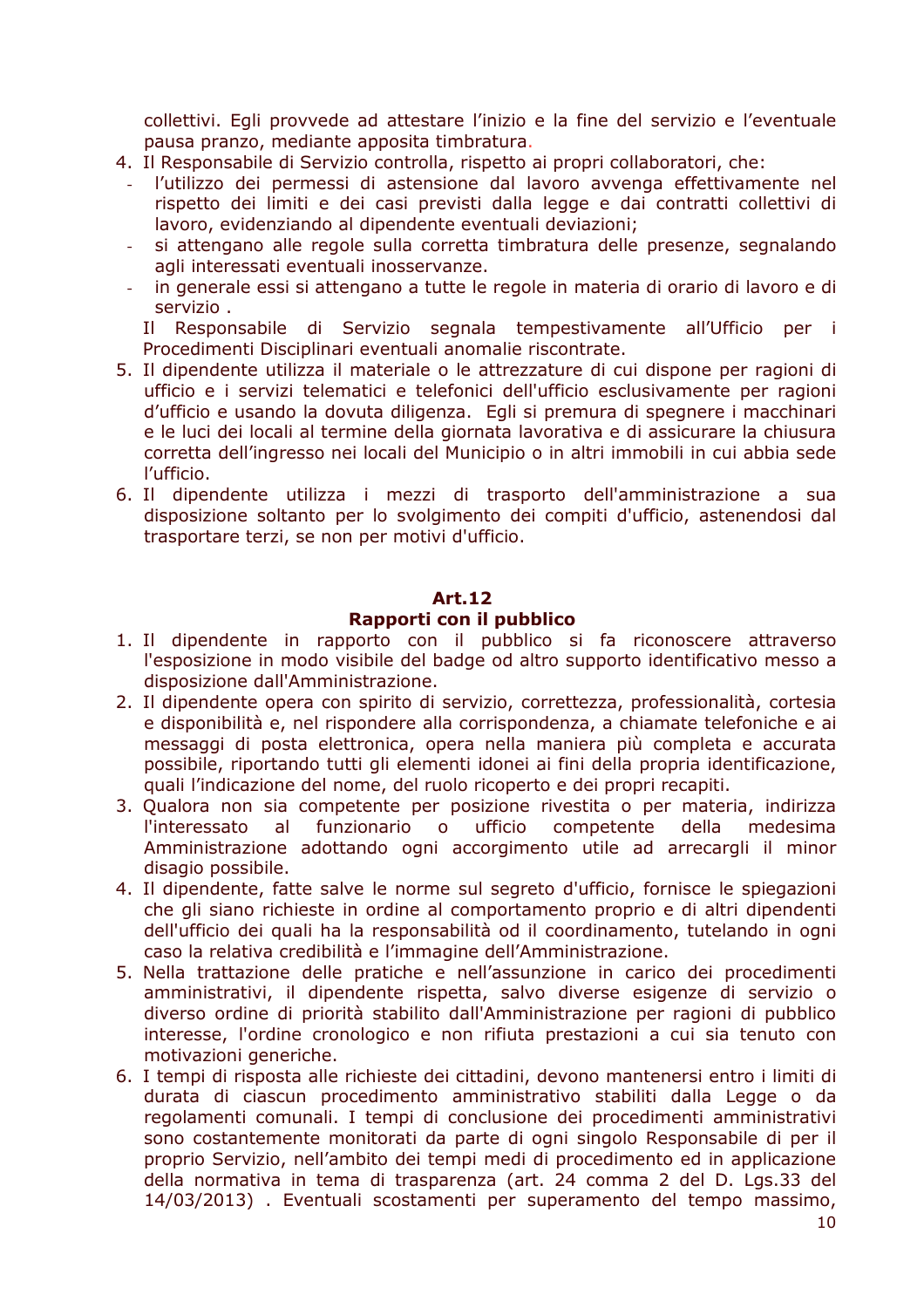collettivi. Egli provvede ad attestare l'inizio e la fine del servizio e l'eventuale pausa pranzo, mediante apposita timbratura.

4. Il Responsabile di Servizio controlla, rispetto ai propri collaboratori, che:
   - l'utilizzo dei permessi di astensione dal lavoro avvenga effettivamente nel rispetto dei limiti e dei casi previsti dalla legge e dai contratti collettivi di lavoro, evidenziando al dipendente eventuali deviazioni;
   - si attengano alle regole sulla corretta timbratura delle presenze, segnalando agli interessati eventuali inosservanze.
   - in generale essi si attengano a tutte le regole in materia di orario di lavoro e di servizio .

   Il Responsabile di Servizio segnala tempestivamente all'Ufficio per i Procedimenti Disciplinari eventuali anomalie riscontrate.
5. Il dipendente utilizza il materiale o le attrezzature di cui dispone per ragioni di ufficio e i servizi telematici e telefonici dell'ufficio esclusivamente per ragioni d'ufficio e usando la dovuta diligenza. Egli si premura di spegnere i macchinari e le luci dei locali al termine della giornata lavorativa e di assicurare la chiusura corretta dell'ingresso nei locali del Municipio o in altri immobili in cui abbia sede l'ufficio.
6. Il dipendente utilizza i mezzi di trasporto dell'amministrazione a sua disposizione soltanto per lo svolgimento dei compiti d'ufficio, astenendosi dal trasportare terzi, se non per motivi d'ufficio.

## Art.12
## Rapporti con il pubblico

1. Il dipendente in rapporto con il pubblico si fa riconoscere attraverso l'esposizione in modo visibile del badge od altro supporto identificativo messo a disposizione dall'Amministrazione.
2. Il dipendente opera con spirito di servizio, correttezza, professionalità, cortesia e disponibilità e, nel rispondere alla corrispondenza, a chiamate telefoniche e ai messaggi di posta elettronica, opera nella maniera più completa e accurata possibile, riportando tutti gli elementi idonei ai fini della propria identificazione, quali l'indicazione del nome, del ruolo ricoperto e dei propri recapiti.
3. Qualora non sia competente per posizione rivestita o per materia, indirizza l'interessato al funzionario o ufficio competente della medesima Amministrazione adottando ogni accorgimento utile ad arrecargli il minor disagio possibile.
4. Il dipendente, fatte salve le norme sul segreto d'ufficio, fornisce le spiegazioni che gli siano richieste in ordine al comportamento proprio e di altri dipendenti dell'ufficio dei quali ha la responsabilità od il coordinamento, tutelando in ogni caso la relativa credibilità e l'immagine dell'Amministrazione.
5. Nella trattazione delle pratiche e nell'assunzione in carico dei procedimenti amministrativi, il dipendente rispetta, salvo diverse esigenze di servizio o diverso ordine di priorità stabilito dall'Amministrazione per ragioni di pubblico interesse, l'ordine cronologico e non rifiuta prestazioni a cui sia tenuto con motivazioni generiche.
6. I tempi di risposta alle richieste dei cittadini, devono mantenersi entro i limiti di durata di ciascun procedimento amministrativo stabiliti dalla Legge o da regolamenti comunali. I tempi di conclusione dei procedimenti amministrativi sono costantemente monitorati da parte di ogni singolo Responsabile di per il proprio Servizio, nell'ambito dei tempi medi di procedimento ed in applicazione della normativa in tema di trasparenza (art. 24 comma 2 del D. Lgs.33 del 14/03/2013) . Eventuali scostamenti per superamento del tempo massimo,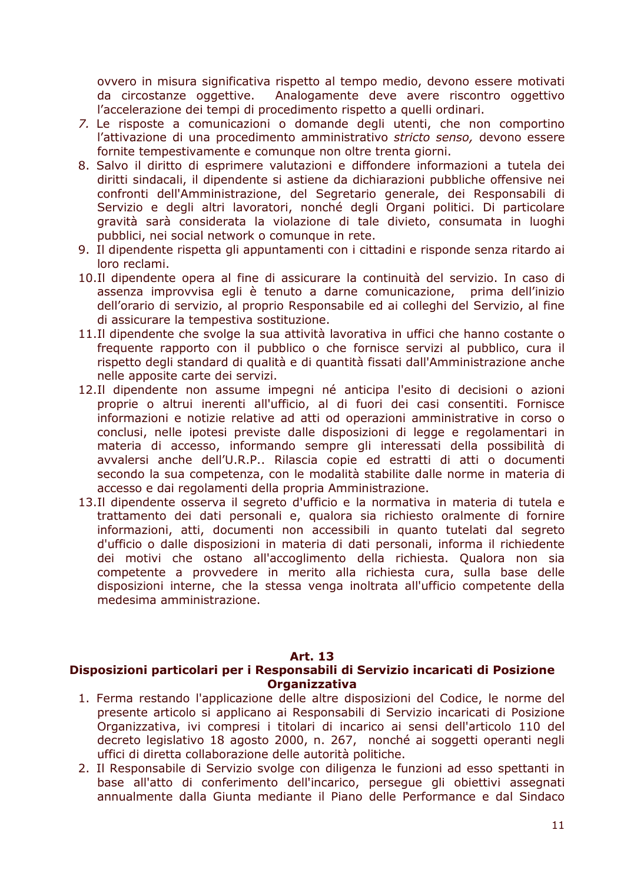ovvero in misura significativa rispetto al tempo medio, devono essere motivati da circostanze oggettive. Analogamente deve avere riscontro oggettivo l'accelerazione dei tempi di procedimento rispetto a quelli ordinari.

7. Le risposte a comunicazioni o domande degli utenti, che non comportino l'attivazione di una procedimento amministrativo *stricto senso,* devono essere fornite tempestivamente e comunque non oltre trenta giorni.
8. Salvo il diritto di esprimere valutazioni e diffondere informazioni a tutela dei diritti sindacali, il dipendente si astiene da dichiarazioni pubbliche offensive nei confronti dell'Amministrazione, del Segretario generale, dei Responsabili di Servizio e degli altri lavoratori, nonché degli Organi politici. Di particolare gravità sarà considerata la violazione di tale divieto, consumata in luoghi pubblici, nei social network o comunque in rete.
9. Il dipendente rispetta gli appuntamenti con i cittadini e risponde senza ritardo ai loro reclami.
10. Il dipendente opera al fine di assicurare la continuità del servizio. In caso di assenza improvvisa egli è tenuto a darne comunicazione, prima dell'inizio dell'orario di servizio, al proprio Responsabile ed ai colleghi del Servizio, al fine di assicurare la tempestiva sostituzione.
11. Il dipendente che svolge la sua attività lavorativa in uffici che hanno costante o frequente rapporto con il pubblico o che fornisce servizi al pubblico, cura il rispetto degli standard di qualità e di quantità fissati dall'Amministrazione anche nelle apposite carte dei servizi.
12. Il dipendente non assume impegni né anticipa l'esito di decisioni o azioni proprie o altrui inerenti all'ufficio, al di fuori dei casi consentiti. Fornisce informazioni e notizie relative ad atti od operazioni amministrative in corso o conclusi, nelle ipotesi previste dalle disposizioni di legge e regolamentari in materia di accesso, informando sempre gli interessati della possibilità di avvalersi anche dell'U.R.P.. Rilascia copie ed estratti di atti o documenti secondo la sua competenza, con le modalità stabilite dalle norme in materia di accesso e dai regolamenti della propria Amministrazione.
13. Il dipendente osserva il segreto d'ufficio e la normativa in materia di tutela e trattamento dei dati personali e, qualora sia richiesto oralmente di fornire informazioni, atti, documenti non accessibili in quanto tutelati dal segreto d'ufficio o dalle disposizioni in materia di dati personali, informa il richiedente dei motivi che ostano all'accoglimento della richiesta. Qualora non sia competente a provvedere in merito alla richiesta cura, sulla base delle disposizioni interne, che la stessa venga inoltrata all'ufficio competente della medesima amministrazione.

## Art. 13
## Disposizioni particolari per i Responsabili di Servizio incaricati di Posizione Organizzativa

1. Ferma restando l'applicazione delle altre disposizioni del Codice, le norme del presente articolo si applicano ai Responsabili di Servizio incaricati di Posizione Organizzativa, ivi compresi i titolari di incarico ai sensi dell'articolo 110 del decreto legislativo 18 agosto 2000, n. 267, nonché ai soggetti operanti negli uffici di diretta collaborazione delle autorità politiche.
2. Il Responsabile di Servizio svolge con diligenza le funzioni ad esso spettanti in base all'atto di conferimento dell'incarico, persegue gli obiettivi assegnati annualmente dalla Giunta mediante il Piano delle Performance e dal Sindaco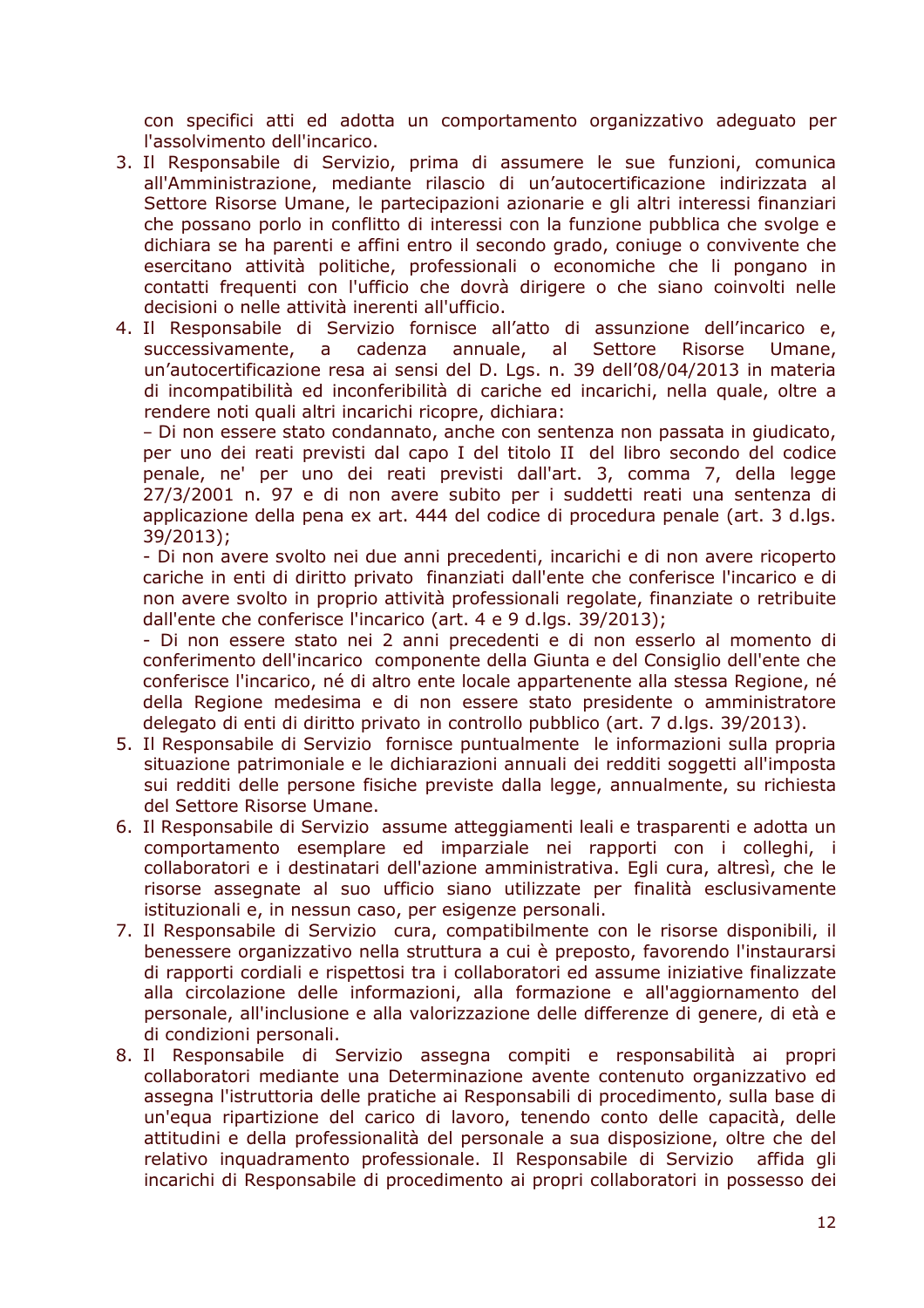con specifici atti ed adotta un comportamento organizzativo adeguato per l'assolvimento dell'incarico.

3. Il Responsabile di Servizio, prima di assumere le sue funzioni, comunica all'Amministrazione, mediante rilascio di un'autocertificazione indirizzata al Settore Risorse Umane, le partecipazioni azionarie e gli altri interessi finanziari che possano porlo in conflitto di interessi con la funzione pubblica che svolge e dichiara se ha parenti e affini entro il secondo grado, coniuge o convivente che esercitano attività politiche, professionali o economiche che li pongano in contatti frequenti con l'ufficio che dovrà dirigere o che siano coinvolti nelle decisioni o nelle attività inerenti all'ufficio.
4. Il Responsabile di Servizio fornisce all'atto di assunzione dell'incarico e, successivamente, a cadenza annuale, al Settore Risorse Umane, un'autocertificazione resa ai sensi del D. Lgs. n. 39 dell'08/04/2013 in materia di incompatibilità ed inconferibilità di cariche ed incarichi, nella quale, oltre a rendere noti quali altri incarichi ricopre, dichiara:
   – Di non essere stato condannato, anche con sentenza non passata in giudicato, per uno dei reati previsti dal capo I del titolo II del libro secondo del codice penale, ne' per uno dei reati previsti dall'art. 3, comma 7, della legge 27/3/2001 n. 97 e di non avere subito per i suddetti reati una sentenza di applicazione della pena ex art. 444 del codice di procedura penale (art. 3 d.lgs. 39/2013);
   - Di non avere svolto nei due anni precedenti, incarichi e di non avere ricoperto cariche in enti di diritto privato finanziati dall'ente che conferisce l'incarico e di non avere svolto in proprio attività professionali regolate, finanziate o retribuite dall'ente che conferisce l'incarico (art. 4 e 9 d.lgs. 39/2013);
   - Di non essere stato nei 2 anni precedenti e di non esserlo al momento di conferimento dell'incarico componente della Giunta e del Consiglio dell'ente che conferisce l'incarico, né di altro ente locale appartenente alla stessa Regione, né della Regione medesima e di non essere stato presidente o amministratore delegato di enti di diritto privato in controllo pubblico (art. 7 d.lgs. 39/2013).
5. Il Responsabile di Servizio fornisce puntualmente le informazioni sulla propria situazione patrimoniale e le dichiarazioni annuali dei redditi soggetti all'imposta sui redditi delle persone fisiche previste dalla legge, annualmente, su richiesta del Settore Risorse Umane.
6. Il Responsabile di Servizio assume atteggiamenti leali e trasparenti e adotta un comportamento esemplare ed imparziale nei rapporti con i colleghi, i collaboratori e i destinatari dell'azione amministrativa. Egli cura, altresì, che le risorse assegnate al suo ufficio siano utilizzate per finalità esclusivamente istituzionali e, in nessun caso, per esigenze personali.
7. Il Responsabile di Servizio cura, compatibilmente con le risorse disponibili, il benessere organizzativo nella struttura a cui è preposto, favorendo l'instaurarsi di rapporti cordiali e rispettosi tra i collaboratori ed assume iniziative finalizzate alla circolazione delle informazioni, alla formazione e all'aggiornamento del personale, all'inclusione e alla valorizzazione delle differenze di genere, di età e di condizioni personali.
8. Il Responsabile di Servizio assegna compiti e responsabilità ai propri collaboratori mediante una Determinazione avente contenuto organizzativo ed assegna l'istruttoria delle pratiche ai Responsabili di procedimento, sulla base di un'equa ripartizione del carico di lavoro, tenendo conto delle capacità, delle attitudini e della professionalità del personale a sua disposizione, oltre che del relativo inquadramento professionale. Il Responsabile di Servizio affida gli incarichi di Responsabile di procedimento ai propri collaboratori in possesso dei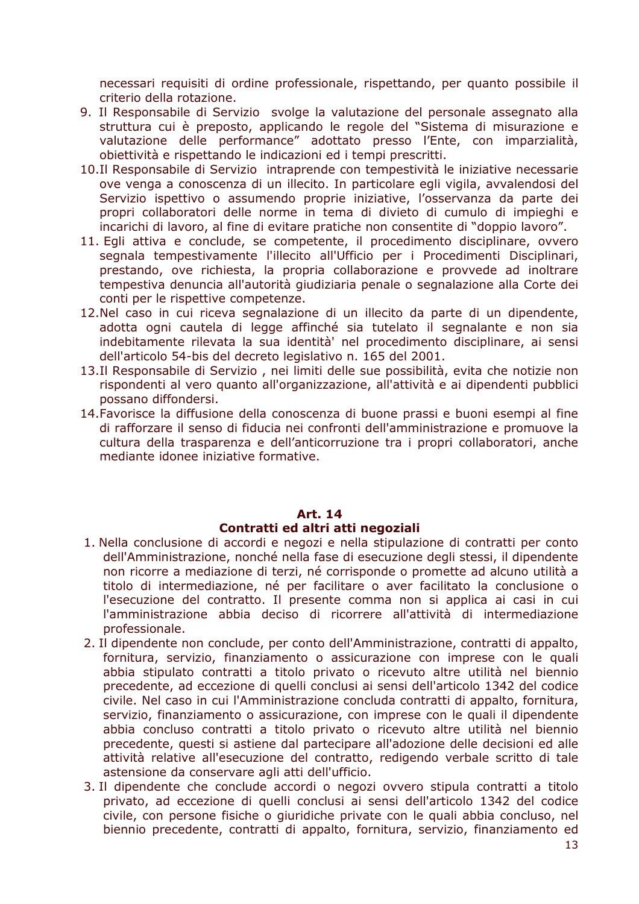necessari requisiti di ordine professionale, rispettando, per quanto possibile il criterio della rotazione.

9. Il Responsabile di Servizio svolge la valutazione del personale assegnato alla struttura cui è preposto, applicando le regole del "Sistema di misurazione e valutazione delle performance" adottato presso l'Ente, con imparzialità, obiettività e rispettando le indicazioni ed i tempi prescritti.
10. Il Responsabile di Servizio intraprende con tempestività le iniziative necessarie ove venga a conoscenza di un illecito. In particolare egli vigila, avvalendosi del Servizio ispettivo o assumendo proprie iniziative, l'osservanza da parte dei propri collaboratori delle norme in tema di divieto di cumulo di impieghi e incarichi di lavoro, al fine di evitare pratiche non consentite di "doppio lavoro".
11. Egli attiva e conclude, se competente, il procedimento disciplinare, ovvero segnala tempestivamente l'illecito all'Ufficio per i Procedimenti Disciplinari, prestando, ove richiesta, la propria collaborazione e provvede ad inoltrare tempestiva denuncia all'autorità giudiziaria penale o segnalazione alla Corte dei conti per le rispettive competenze.
12. Nel caso in cui riceva segnalazione di un illecito da parte di un dipendente, adotta ogni cautela di legge affinché sia tutelato il segnalante e non sia indebitamente rilevata la sua identità' nel procedimento disciplinare, ai sensi dell'articolo 54-bis del decreto legislativo n. 165 del 2001.
13. Il Responsabile di Servizio , nei limiti delle sue possibilità, evita che notizie non rispondenti al vero quanto all'organizzazione, all'attività e ai dipendenti pubblici possano diffondersi.
14. Favorisce la diffusione della conoscenza di buone prassi e buoni esempi al fine di rafforzare il senso di fiducia nei confronti dell'amministrazione e promuove la cultura della trasparenza e dell'anticorruzione tra i propri collaboratori, anche mediante idonee iniziative formative.

## Art. 14
## Contratti ed altri atti negoziali

1. Nella conclusione di accordi e negozi e nella stipulazione di contratti per conto dell'Amministrazione, nonché nella fase di esecuzione degli stessi, il dipendente non ricorre a mediazione di terzi, né corrisponde o promette ad alcuno utilità a titolo di intermediazione, né per facilitare o aver facilitato la conclusione o l'esecuzione del contratto. Il presente comma non si applica ai casi in cui l'amministrazione abbia deciso di ricorrere all'attività di intermediazione professionale.
2. Il dipendente non conclude, per conto dell'Amministrazione, contratti di appalto, fornitura, servizio, finanziamento o assicurazione con imprese con le quali abbia stipulato contratti a titolo privato o ricevuto altre utilità nel biennio precedente, ad eccezione di quelli conclusi ai sensi dell'articolo 1342 del codice civile. Nel caso in cui l'Amministrazione concluda contratti di appalto, fornitura, servizio, finanziamento o assicurazione, con imprese con le quali il dipendente abbia concluso contratti a titolo privato o ricevuto altre utilità nel biennio precedente, questi si astiene dal partecipare all'adozione delle decisioni ed alle attività relative all'esecuzione del contratto, redigendo verbale scritto di tale astensione da conservare agli atti dell'ufficio.
3. Il dipendente che conclude accordi o negozi ovvero stipula contratti a titolo privato, ad eccezione di quelli conclusi ai sensi dell'articolo 1342 del codice civile, con persone fisiche o giuridiche private con le quali abbia concluso, nel biennio precedente, contratti di appalto, fornitura, servizio, finanziamento ed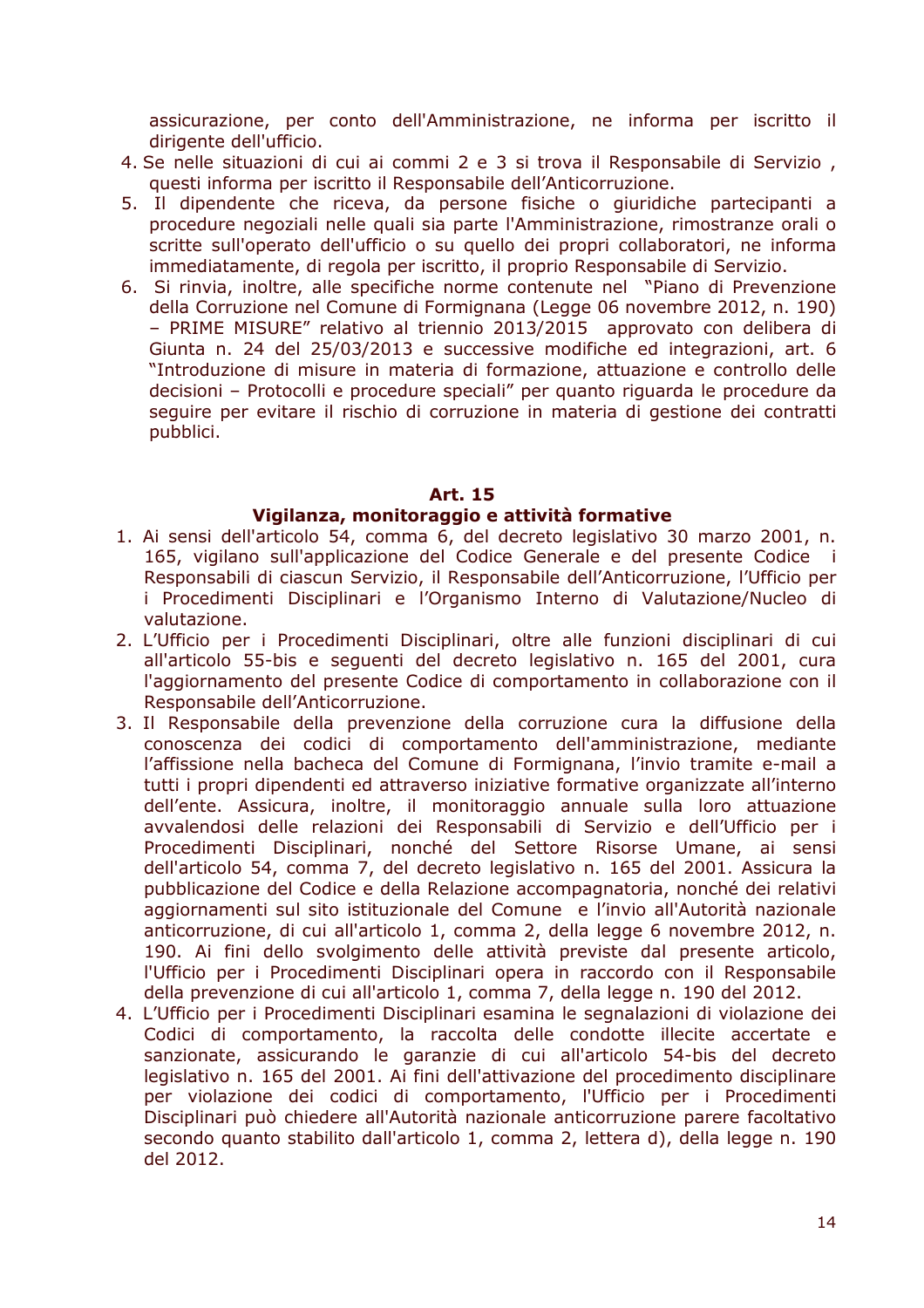assicurazione, per conto dell'Amministrazione, ne informa per iscritto il dirigente dell'ufficio.

4. Se nelle situazioni di cui ai commi 2 e 3 si trova il Responsabile di Servizio , questi informa per iscritto il Responsabile dell'Anticorruzione.
5. Il dipendente che riceva, da persone fisiche o giuridiche partecipanti a procedure negoziali nelle quali sia parte l'Amministrazione, rimostranze orali o scritte sull'operato dell'ufficio o su quello dei propri collaboratori, ne informa immediatamente, di regola per iscritto, il proprio Responsabile di Servizio.
6. Si rinvia, inoltre, alle specifiche norme contenute nel "Piano di Prevenzione della Corruzione nel Comune di Formignana (Legge 06 novembre 2012, n. 190) – PRIME MISURE" relativo al triennio 2013/2015 approvato con delibera di Giunta n. 24 del 25/03/2013 e successive modifiche ed integrazioni, art. 6 "Introduzione di misure in materia di formazione, attuazione e controllo delle decisioni – Protocolli e procedure speciali" per quanto riguarda le procedure da seguire per evitare il rischio di corruzione in materia di gestione dei contratti pubblici.

## Art. 15
## Vigilanza, monitoraggio e attività formative

1. Ai sensi dell'articolo 54, comma 6, del decreto legislativo 30 marzo 2001, n. 165, vigilano sull'applicazione del Codice Generale e del presente Codice i Responsabili di ciascun Servizio, il Responsabile dell'Anticorruzione, l'Ufficio per i Procedimenti Disciplinari e l'Organismo Interno di Valutazione/Nucleo di valutazione.
2. L'Ufficio per i Procedimenti Disciplinari, oltre alle funzioni disciplinari di cui all'articolo 55-bis e seguenti del decreto legislativo n. 165 del 2001, cura l'aggiornamento del presente Codice di comportamento in collaborazione con il Responsabile dell'Anticorruzione.
3. Il Responsabile della prevenzione della corruzione cura la diffusione della conoscenza dei codici di comportamento dell'amministrazione, mediante l'affissione nella bacheca del Comune di Formignana, l'invio tramite e-mail a tutti i propri dipendenti ed attraverso iniziative formative organizzate all'interno dell'ente. Assicura, inoltre, il monitoraggio annuale sulla loro attuazione avvalendosi delle relazioni dei Responsabili di Servizio e dell'Ufficio per i Procedimenti Disciplinari, nonché del Settore Risorse Umane, ai sensi dell'articolo 54, comma 7, del decreto legislativo n. 165 del 2001. Assicura la pubblicazione del Codice e della Relazione accompagnatoria, nonché dei relativi aggiornamenti sul sito istituzionale del Comune e l'invio all'Autorità nazionale anticorruzione, di cui all'articolo 1, comma 2, della legge 6 novembre 2012, n. 190. Ai fini dello svolgimento delle attività previste dal presente articolo, l'Ufficio per i Procedimenti Disciplinari opera in raccordo con il Responsabile della prevenzione di cui all'articolo 1, comma 7, della legge n. 190 del 2012.
4. L'Ufficio per i Procedimenti Disciplinari esamina le segnalazioni di violazione dei Codici di comportamento, la raccolta delle condotte illecite accertate e sanzionate, assicurando le garanzie di cui all'articolo 54-bis del decreto legislativo n. 165 del 2001. Ai fini dell'attivazione del procedimento disciplinare per violazione dei codici di comportamento, l'Ufficio per i Procedimenti Disciplinari può chiedere all'Autorità nazionale anticorruzione parere facoltativo secondo quanto stabilito dall'articolo 1, comma 2, lettera d), della legge n. 190 del 2012.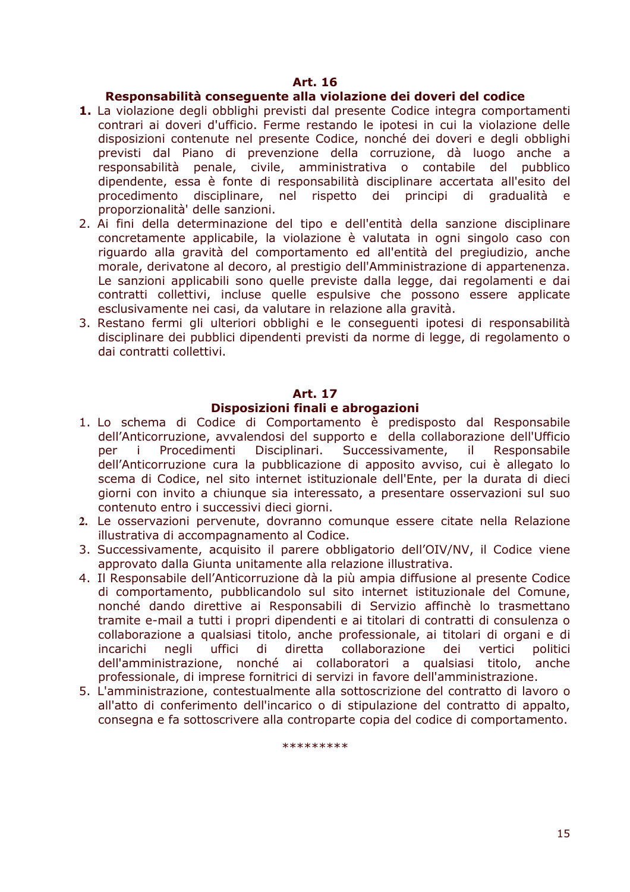## Art. 16

### Responsabilità conseguente alla violazione dei doveri del codice

1. La violazione degli obblighi previsti dal presente Codice integra comportamenti contrari ai doveri d'ufficio. Ferme restando le ipotesi in cui la violazione delle disposizioni contenute nel presente Codice, nonché dei doveri e degli obblighi previsti dal Piano di prevenzione della corruzione, dà luogo anche a responsabilità penale, civile, amministrativa o contabile del pubblico dipendente, essa è fonte di responsabilità disciplinare accertata all'esito del procedimento disciplinare, nel rispetto dei principi di gradualità e proporzionalità' delle sanzioni.
2. Ai fini della determinazione del tipo e dell'entità della sanzione disciplinare concretamente applicabile, la violazione è valutata in ogni singolo caso con riguardo alla gravità del comportamento ed all'entità del pregiudizio, anche morale, derivatone al decoro, al prestigio dell'Amministrazione di appartenenza. Le sanzioni applicabili sono quelle previste dalla legge, dai regolamenti e dai contratti collettivi, incluse quelle espulsive che possono essere applicate esclusivamente nei casi, da valutare in relazione alla gravità.
3. Restano fermi gli ulteriori obblighi e le conseguenti ipotesi di responsabilità disciplinare dei pubblici dipendenti previsti da norme di legge, di regolamento o dai contratti collettivi.

## Art. 17

### Disposizioni finali e abrogazioni

1. Lo schema di Codice di Comportamento è predisposto dal Responsabile dell'Anticorruzione, avvalendosi del supporto e della collaborazione dell'Ufficio per i Procedimenti Disciplinari. Successivamente, il Responsabile dell'Anticorruzione cura la pubblicazione di apposito avviso, cui è allegato lo scema di Codice, nel sito internet istituzionale dell'Ente, per la durata di dieci giorni con invito a chiunque sia interessato, a presentare osservazioni sul suo contenuto entro i successivi dieci giorni.
2. Le osservazioni pervenute, dovranno comunque essere citate nella Relazione illustrativa di accompagnamento al Codice.
3. Successivamente, acquisito il parere obbligatorio dell'OIV/NV, il Codice viene approvato dalla Giunta unitamente alla relazione illustrativa.
4. Il Responsabile dell'Anticorruzione dà la più ampia diffusione al presente Codice di comportamento, pubblicandolo sul sito internet istituzionale del Comune, nonché dando direttive ai Responsabili di Servizio affinchè lo trasmettano tramite e-mail a tutti i propri dipendenti e ai titolari di contratti di consulenza o collaborazione a qualsiasi titolo, anche professionale, ai titolari di organi e di incarichi negli uffici di diretta collaborazione dei vertici politici dell'amministrazione, nonché ai collaboratori a qualsiasi titolo, anche professionale, di imprese fornitrici di servizi in favore dell'amministrazione.
5. L'amministrazione, contestualmente alla sottoscrizione del contratto di lavoro o all'atto di conferimento dell'incarico o di stipulazione del contratto di appalto, consegna e fa sottoscrivere alla controparte copia del codice di comportamento.

*********